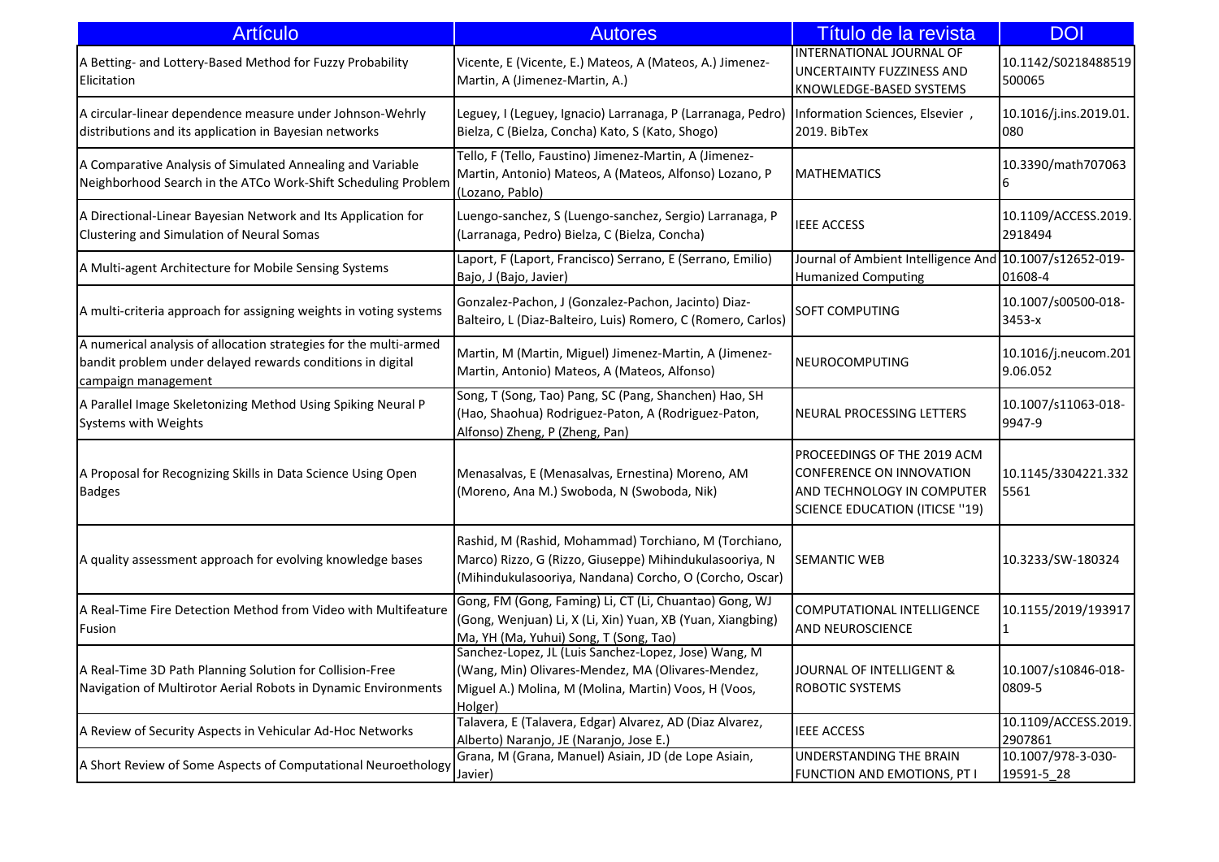| Artículo | Autores | Título de la revista | DOI |
|---|---|---|---|
| A Betting- and Lottery-Based Method for Fuzzy Probability Elicitation | Vicente, E (Vicente, E.) Mateos, A (Mateos, A.) Jimenez-Martin, A (Jimenez-Martin, A.) | INTERNATIONAL JOURNAL OF UNCERTAINTY FUZZINESS AND KNOWLEDGE-BASED SYSTEMS | 10.1142/S0218488519500065 |
| A circular-linear dependence measure under Johnson-Wehrly distributions and its application in Bayesian networks | Leguey, I (Leguey, Ignacio) Larranaga, P (Larranaga, Pedro) Bielza, C (Bielza, Concha) Kato, S (Kato, Shogo) | Information Sciences, Elsevier , 2019. BibTex | 10.1016/j.ins.2019.01.080 |
| A Comparative Analysis of Simulated Annealing and Variable Neighborhood Search in the ATCo Work-Shift Scheduling Problem | Tello, F (Tello, Faustino) Jimenez-Martin, A (Jimenez-Martin, Antonio) Mateos, A (Mateos, Alfonso) Lozano, P (Lozano, Pablo) | MATHEMATICS | 10.3390/math7070636 |
| A Directional-Linear Bayesian Network and Its Application for Clustering and Simulation of Neural Somas | Luengo-sanchez, S (Luengo-sanchez, Sergio) Larranaga, P (Larranaga, Pedro) Bielza, C (Bielza, Concha) | IEEE ACCESS | 10.1109/ACCESS.2019.2918494 |
| A Multi-agent Architecture for Mobile Sensing Systems | Laport, F (Laport, Francisco) Serrano, E (Serrano, Emilio) Bajo, J (Bajo, Javier) | Journal of Ambient Intelligence And Humanized Computing | 10.1007/s12652-019-01608-4 |
| A multi-criteria approach for assigning weights in voting systems | Gonzalez-Pachon, J (Gonzalez-Pachon, Jacinto) Diaz-Balteiro, L (Diaz-Balteiro, Luis) Romero, C (Romero, Carlos) | SOFT COMPUTING | 10.1007/s00500-018-3453-x |
| A numerical analysis of allocation strategies for the multi-armed bandit problem under delayed rewards conditions in digital campaign management | Martin, M (Martin, Miguel) Jimenez-Martin, A (Jimenez-Martin, Antonio) Mateos, A (Mateos, Alfonso) | NEUROCOMPUTING | 10.1016/j.neucom.2019.06.052 |
| A Parallel Image Skeletonizing Method Using Spiking Neural P Systems with Weights | Song, T (Song, Tao) Pang, SC (Pang, Shanchen) Hao, SH (Hao, Shaohua) Rodriguez-Paton, A (Rodriguez-Paton, Alfonso) Zheng, P (Zheng, Pan) | NEURAL PROCESSING LETTERS | 10.1007/s11063-018-9947-9 |
| A Proposal for Recognizing Skills in Data Science Using Open Badges | Menasalvas, E (Menasalvas, Ernestina) Moreno, AM (Moreno, Ana M.) Swoboda, N (Swoboda, Nik) | PROCEEDINGS OF THE 2019 ACM CONFERENCE ON INNOVATION AND TECHNOLOGY IN COMPUTER SCIENCE EDUCATION (ITICSE ''19) | 10.1145/3304221.3325561 |
| A quality assessment approach for evolving knowledge bases | Rashid, M (Rashid, Mohammad) Torchiano, M (Torchiano, Marco) Rizzo, G (Rizzo, Giuseppe) Mihindukulasooriya, N (Mihindukulasooriya, Nandana) Corcho, O (Corcho, Oscar) | SEMANTIC WEB | 10.3233/SW-180324 |
| A Real-Time Fire Detection Method from Video with Multifeature Fusion | Gong, FM (Gong, Faming) Li, CT (Li, Chuantao) Gong, WJ (Gong, Wenjuan) Li, X (Li, Xin) Yuan, XB (Yuan, Xiangbing) Ma, YH (Ma, Yuhui) Song, T (Song, Tao) | COMPUTATIONAL INTELLIGENCE AND NEUROSCIENCE | 10.1155/2019/1939171 |
| A Real-Time 3D Path Planning Solution for Collision-Free Navigation of Multirotor Aerial Robots in Dynamic Environments | Sanchez-Lopez, JL (Luis Sanchez-Lopez, Jose) Wang, M (Wang, Min) Olivares-Mendez, MA (Olivares-Mendez, Miguel A.) Molina, M (Molina, Martin) Voos, H (Voos, Holger) | JOURNAL OF INTELLIGENT & ROBOTIC SYSTEMS | 10.1007/s10846-018-0809-5 |
| A Review of Security Aspects in Vehicular Ad-Hoc Networks | Talavera, E (Talavera, Edgar) Alvarez, AD (Diaz Alvarez, Alberto) Naranjo, JE (Naranjo, Jose E.) | IEEE ACCESS | 10.1109/ACCESS.2019.2907861 |
| A Short Review of Some Aspects of Computational Neuroethology | Grana, M (Grana, Manuel) Asiain, JD (de Lope Asiain, Javier) | UNDERSTANDING THE BRAIN FUNCTION AND EMOTIONS, PT I | 10.1007/978-3-030-19591-5_28 |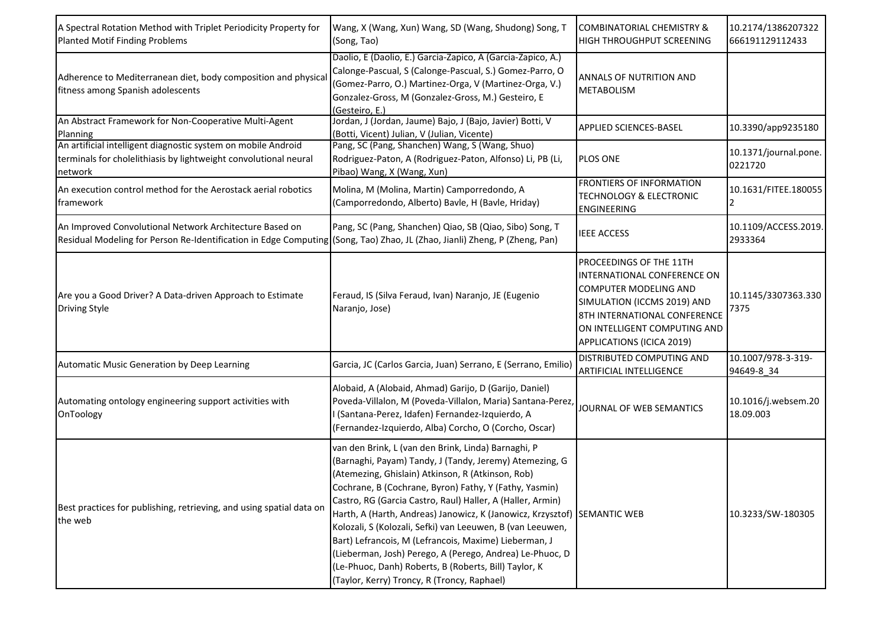| | | | |
|---|---|---|---|
| A Spectral Rotation Method with Triplet Periodicity Property for Planted Motif Finding Problems | Wang, X (Wang, Xun) Wang, SD (Wang, Shudong) Song, T (Song, Tao) | COMBINATORIAL CHEMISTRY & HIGH THROUGHPUT SCREENING | 10.2174/1386207322666191129112433 |
| Adherence to Mediterranean diet, body composition and physical fitness among Spanish adolescents | Daolio, E (Daolio, E.) Garcia-Zapico, A (Garcia-Zapico, A.) Calonge-Pascual, S (Calonge-Pascual, S.) Gomez-Parro, O (Gomez-Parro, O.) Martinez-Orga, V (Martinez-Orga, V.) Gonzalez-Gross, M (Gonzalez-Gross, M.) Gesteiro, E (Gesteiro, E.) | ANNALS OF NUTRITION AND METABOLISM | |
| An Abstract Framework for Non-Cooperative Multi-Agent Planning | Jordan, J (Jordan, Jaume) Bajo, J (Bajo, Javier) Botti, V (Botti, Vicent) Julian, V (Julian, Vicente) | APPLIED SCIENCES-BASEL | 10.3390/app9235180 |
| An artificial intelligent diagnostic system on mobile Android terminals for cholelithiasis by lightweight convolutional neural network | Pang, SC (Pang, Shanchen) Wang, S (Wang, Shuo) Rodriguez-Paton, A (Rodriguez-Paton, Alfonso) Li, PB (Li, Pibao) Wang, X (Wang, Xun) | PLOS ONE | 10.1371/journal.pone.0221720 |
| An execution control method for the Aerostack aerial robotics framework | Molina, M (Molina, Martin) Camporredondo, A (Camporredondo, Alberto) Bavle, H (Bavle, Hriday) | FRONTIERS OF INFORMATION TECHNOLOGY & ELECTRONIC ENGINEERING | 10.1631/FITEE.1800552 |
| An Improved Convolutional Network Architecture Based on Residual Modeling for Person Re-Identification in Edge Computing | Pang, SC (Pang, Shanchen) Qiao, SB (Qiao, Sibo) Song, T (Song, Tao) Zhao, JL (Zhao, Jianli) Zheng, P (Zheng, Pan) | IEEE ACCESS | 10.1109/ACCESS.2019.2933364 |
| Are you a Good Driver? A Data-driven Approach to Estimate Driving Style | Feraud, IS (Silva Feraud, Ivan) Naranjo, JE (Eugenio Naranjo, Jose) | PROCEEDINGS OF THE 11TH INTERNATIONAL CONFERENCE ON COMPUTER MODELING AND SIMULATION (ICCMS 2019) AND 8TH INTERNATIONAL CONFERENCE ON INTELLIGENT COMPUTING AND APPLICATIONS (ICICA 2019) | 10.1145/3307363.3307375 |
| Automatic Music Generation by Deep Learning | Garcia, JC (Carlos Garcia, Juan) Serrano, E (Serrano, Emilio) | DISTRIBUTED COMPUTING AND ARTIFICIAL INTELLIGENCE | 10.1007/978-3-319-94649-8_34 |
| Automating ontology engineering support activities with OnToology | Alobaid, A (Alobaid, Ahmad) Garijo, D (Garijo, Daniel) Poveda-Villalon, M (Poveda-Villalon, Maria) Santana-Perez, I (Santana-Perez, Idafen) Fernandez-Izquierdo, A (Fernandez-Izquierdo, Alba) Corcho, O (Corcho, Oscar) | JOURNAL OF WEB SEMANTICS | 10.1016/j.websem.2018.09.003 |
| Best practices for publishing, retrieving, and using spatial data on the web | van den Brink, L (van den Brink, Linda) Barnaghi, P (Barnaghi, Payam) Tandy, J (Tandy, Jeremy) Atemezing, G (Atemezing, Ghislain) Atkinson, R (Atkinson, Rob) Cochrane, B (Cochrane, Byron) Fathy, Y (Fathy, Yasmin) Castro, RG (Garcia Castro, Raul) Haller, A (Haller, Armin) Harth, A (Harth, Andreas) Janowicz, K (Janowicz, Krzysztof) Kolozali, S (Kolozali, Sefki) van Leeuwen, B (van Leeuwen, Bart) Lefrancois, M (Lefrancois, Maxime) Lieberman, J (Lieberman, Josh) Perego, A (Perego, Andrea) Le-Phuoc, D (Le-Phuoc, Danh) Roberts, B (Roberts, Bill) Taylor, K (Taylor, Kerry) Troncy, R (Troncy, Raphael) | SEMANTIC WEB | 10.3233/SW-180305 |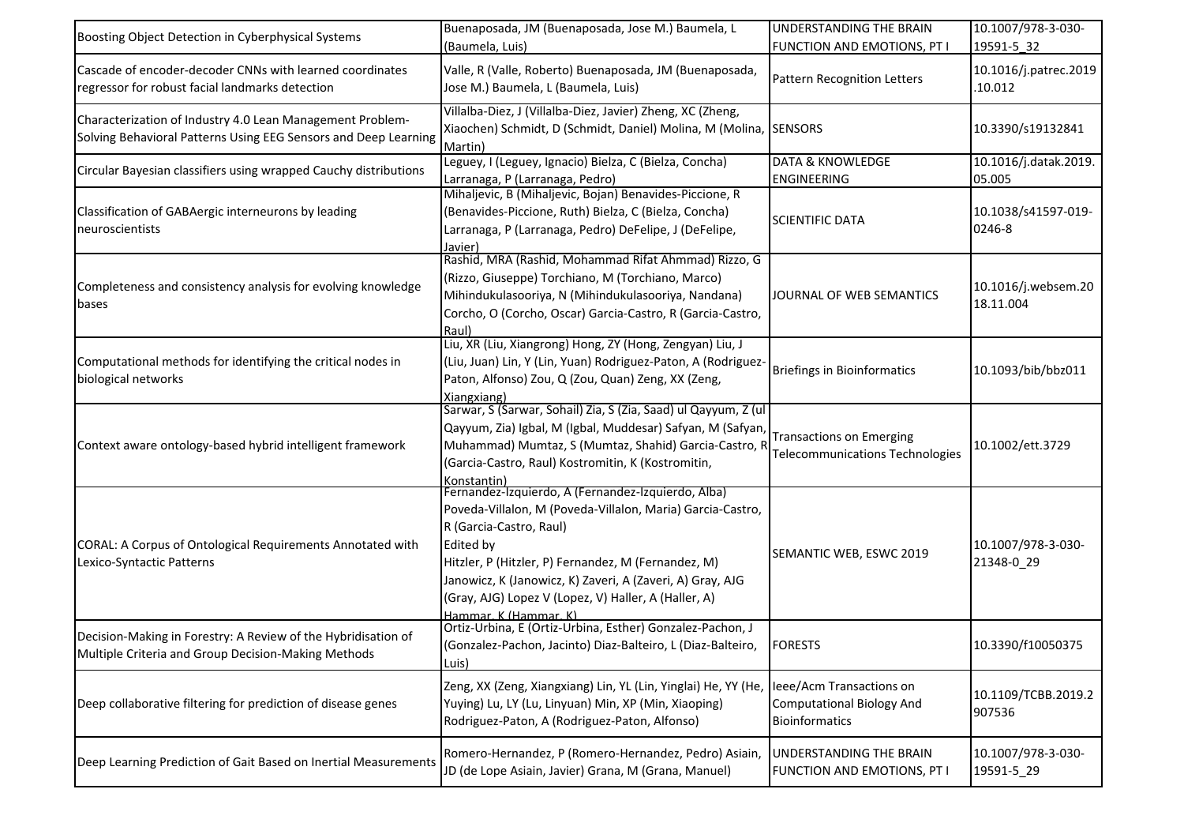| Boosting Object Detection in Cyberphysical Systems | Buenaposada, JM (Buenaposada, Jose M.) Baumela, L (Baumela, Luis) | UNDERSTANDING THE BRAIN FUNCTION AND EMOTIONS, PT I | 10.1007/978-3-030-19591-5_32 |
|---|---|---|---|
| Cascade of encoder-decoder CNNs with learned coordinates regressor for robust facial landmarks detection | Valle, R (Valle, Roberto) Buenaposada, JM (Buenaposada, Jose M.) Baumela, L (Baumela, Luis) | Pattern Recognition Letters | 10.1016/j.patrec.2019.10.012 |
| Characterization of Industry 4.0 Lean Management Problem-Solving Behavioral Patterns Using EEG Sensors and Deep Learning | Villalba-Diez, J (Villalba-Diez, Javier) Zheng, XC (Zheng, Xiaochen) Schmidt, D (Schmidt, Daniel) Molina, M (Molina, Martin) | SENSORS | 10.3390/s19132841 |
| Circular Bayesian classifiers using wrapped Cauchy distributions | Leguey, I (Leguey, Ignacio) Bielza, C (Bielza, Concha) Larranaga, P (Larranaga, Pedro) | DATA & KNOWLEDGE ENGINEERING | 10.1016/j.datak.2019.05.005 |
| Classification of GABAergic interneurons by leading neuroscientists | Mihaljevic, B (Mihaljevic, Bojan) Benavides-Piccione, R (Benavides-Piccione, Ruth) Bielza, C (Bielza, Concha) Larranaga, P (Larranaga, Pedro) DeFelipe, J (DeFelipe, Javier) | SCIENTIFIC DATA | 10.1038/s41597-019-0246-8 |
| Completeness and consistency analysis for evolving knowledge bases | Rashid, MRA (Rashid, Mohammad Rifat Ahmmad) Rizzo, G (Rizzo, Giuseppe) Torchiano, M (Torchiano, Marco) Mihindukulasooriya, N (Mihindukulasooriya, Nandana) Corcho, O (Corcho, Oscar) Garcia-Castro, R (Garcia-Castro, Raul) | JOURNAL OF WEB SEMANTICS | 10.1016/j.websem.2018.11.004 |
| Computational methods for identifying the critical nodes in biological networks | Liu, XR (Liu, Xiangrong) Hong, ZY (Hong, Zengyan) Liu, J (Liu, Juan) Lin, Y (Lin, Yuan) Rodriguez-Paton, A (Rodriguez-Paton, Alfonso) Zou, Q (Zou, Quan) Zeng, XX (Zeng, Xiangxiang) | Briefings in Bioinformatics | 10.1093/bib/bbz011 |
| Context aware ontology-based hybrid intelligent framework | Sarwar, S (Sarwar, Sohail) Zia, S (Zia, Saad) ul Qayyum, Z (ul Qayyum, Zia) Igbal, M (Igbal, Muddesar) Safyan, M (Safyan, Muhammad) Mumtaz, S (Mumtaz, Shahid) Garcia-Castro, R (Garcia-Castro, Raul) Kostromitin, K (Kostromitin, Konstantin) | Transactions on Emerging Telecommunications Technologies | 10.1002/ett.3729 |
| CORAL: A Corpus of Ontological Requirements Annotated with Lexico-Syntactic Patterns | Fernandez-Izquierdo, A (Fernandez-Izquierdo, Alba) Poveda-Villalon, M (Poveda-Villalon, Maria) Garcia-Castro, R (Garcia-Castro, Raul)<br>Edited by<br>Hitzler, P (Hitzler, P) Fernandez, M (Fernandez, M) Janowicz, K (Janowicz, K) Zaveri, A (Zaveri, A) Gray, AJG (Gray, AJG) Lopez V (Lopez, V) Haller, A (Haller, A) Hammar, K (Hammar, K) | SEMANTIC WEB, ESWC 2019 | 10.1007/978-3-030-21348-0_29 |
| Decision-Making in Forestry: A Review of the Hybridisation of Multiple Criteria and Group Decision-Making Methods | Ortiz-Urbina, E (Ortiz-Urbina, Esther) Gonzalez-Pachon, J (Gonzalez-Pachon, Jacinto) Diaz-Balteiro, L (Diaz-Balteiro, Luis) | FORESTS | 10.3390/f10050375 |
| Deep collaborative filtering for prediction of disease genes | Zeng, XX (Zeng, Xiangxiang) Lin, YL (Lin, Yinglai) He, YY (He, Yuying) Lu, LY (Lu, Linyuan) Min, XP (Min, Xiaoping) Rodriguez-Paton, A (Rodriguez-Paton, Alfonso) | Ieee/Acm Transactions on Computational Biology And Bioinformatics | 10.1109/TCBB.2019.2907536 |
| Deep Learning Prediction of Gait Based on Inertial Measurements | Romero-Hernandez, P (Romero-Hernandez, Pedro) Asiain, JD (de Lope Asiain, Javier) Grana, M (Grana, Manuel) | UNDERSTANDING THE BRAIN FUNCTION AND EMOTIONS, PT I | 10.1007/978-3-030-19591-5_29 |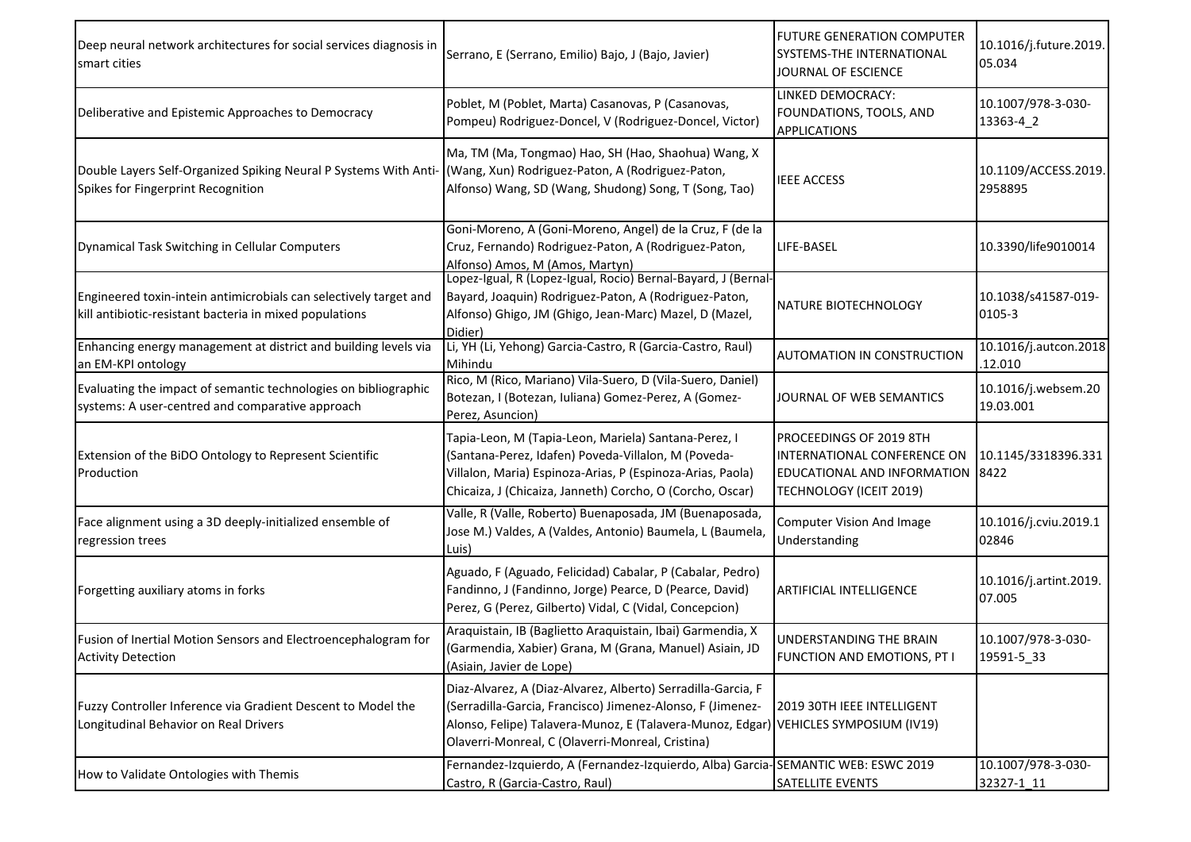| | | | |
|---|---|---|---|
| Deep neural network architectures for social services diagnosis in smart cities | Serrano, E (Serrano, Emilio) Bajo, J (Bajo, Javier) | FUTURE GENERATION COMPUTER SYSTEMS-THE INTERNATIONAL JOURNAL OF ESCIENCE | 10.1016/j.future.2019.05.034 |
| Deliberative and Epistemic Approaches to Democracy | Poblet, M (Poblet, Marta) Casanovas, P (Casanovas, Pompeu) Rodriguez-Doncel, V (Rodriguez-Doncel, Victor) | LINKED DEMOCRACY: FOUNDATIONS, TOOLS, AND APPLICATIONS | 10.1007/978-3-030-13363-4_2 |
| Double Layers Self-Organized Spiking Neural P Systems With Anti-Spikes for Fingerprint Recognition | Ma, TM (Ma, Tongmao) Hao, SH (Hao, Shaohua) Wang, X (Wang, Xun) Rodriguez-Paton, A (Rodriguez-Paton, Alfonso) Wang, SD (Wang, Shudong) Song, T (Song, Tao) | IEEE ACCESS | 10.1109/ACCESS.2019.2958895 |
| Dynamical Task Switching in Cellular Computers | Goni-Moreno, A (Goni-Moreno, Angel) de la Cruz, F (de la Cruz, Fernando) Rodriguez-Paton, A (Rodriguez-Paton, Alfonso) Amos, M (Amos, Martyn) | LIFE-BASEL | 10.3390/life9010014 |
| Engineered toxin-intein antimicrobials can selectively target and kill antibiotic-resistant bacteria in mixed populations | Lopez-Igual, R (Lopez-Igual, Rocio) Bernal-Bayard, J (Bernal-Bayard, Joaquin) Rodriguez-Paton, A (Rodriguez-Paton, Alfonso) Ghigo, JM (Ghigo, Jean-Marc) Mazel, D (Mazel, Didier) | NATURE BIOTECHNOLOGY | 10.1038/s41587-019-0105-3 |
| Enhancing energy management at district and building levels via an EM-KPI ontology | Li, YH (Li, Yehong) Garcia-Castro, R (Garcia-Castro, Raul) Mihindu | AUTOMATION IN CONSTRUCTION | 10.1016/j.autcon.2018.12.010 |
| Evaluating the impact of semantic technologies on bibliographic systems: A user-centred and comparative approach | Rico, M (Rico, Mariano) Vila-Suero, D (Vila-Suero, Daniel) Botezan, I (Botezan, Iuliana) Gomez-Perez, A (Gomez-Perez, Asuncion) | JOURNAL OF WEB SEMANTICS | 10.1016/j.websem.2019.03.001 |
| Extension of the BiDO Ontology to Represent Scientific Production | Tapia-Leon, M (Tapia-Leon, Mariela) Santana-Perez, I (Santana-Perez, Idafen) Poveda-Villalon, M (Poveda-Villalon, Maria) Espinoza-Arias, P (Espinoza-Arias, Paola) Chicaiza, J (Chicaiza, Janneth) Corcho, O (Corcho, Oscar) | PROCEEDINGS OF 2019 8TH INTERNATIONAL CONFERENCE ON EDUCATIONAL AND INFORMATION TECHNOLOGY (ICEIT 2019) | 10.1145/3318396.3318422 |
| Face alignment using a 3D deeply-initialized ensemble of regression trees | Valle, R (Valle, Roberto) Buenaposada, JM (Buenaposada, Jose M.) Valdes, A (Valdes, Antonio) Baumela, L (Baumela, Luis) | Computer Vision And Image Understanding | 10.1016/j.cviu.2019.102846 |
| Forgetting auxiliary atoms in forks | Aguado, F (Aguado, Felicidad) Cabalar, P (Cabalar, Pedro) Fandinno, J (Fandinno, Jorge) Pearce, D (Pearce, David) Perez, G (Perez, Gilberto) Vidal, C (Vidal, Concepcion) | ARTIFICIAL INTELLIGENCE | 10.1016/j.artint.2019.07.005 |
| Fusion of Inertial Motion Sensors and Electroencephalogram for Activity Detection | Araquistain, IB (Baglietto Araquistain, Ibai) Garmendia, X (Garmendia, Xabier) Grana, M (Grana, Manuel) Asiain, JD (Asiain, Javier de Lope) | UNDERSTANDING THE BRAIN FUNCTION AND EMOTIONS, PT I | 10.1007/978-3-030-19591-5_33 |
| Fuzzy Controller Inference via Gradient Descent to Model the Longitudinal Behavior on Real Drivers | Diaz-Alvarez, A (Diaz-Alvarez, Alberto) Serradilla-Garcia, F (Serradilla-Garcia, Francisco) Jimenez-Alonso, F (Jimenez-Alonso, Felipe) Talavera-Munoz, E (Talavera-Munoz, Edgar) Olaverri-Monreal, C (Olaverri-Monreal, Cristina) | 2019 30TH IEEE INTELLIGENT VEHICLES SYMPOSIUM (IV19) | |
| How to Validate Ontologies with Themis | Fernandez-Izquierdo, A (Fernandez-Izquierdo, Alba) Garcia-Castro, R (Garcia-Castro, Raul) | SEMANTIC WEB: ESWC 2019 SATELLITE EVENTS | 10.1007/978-3-030-32327-1_11 |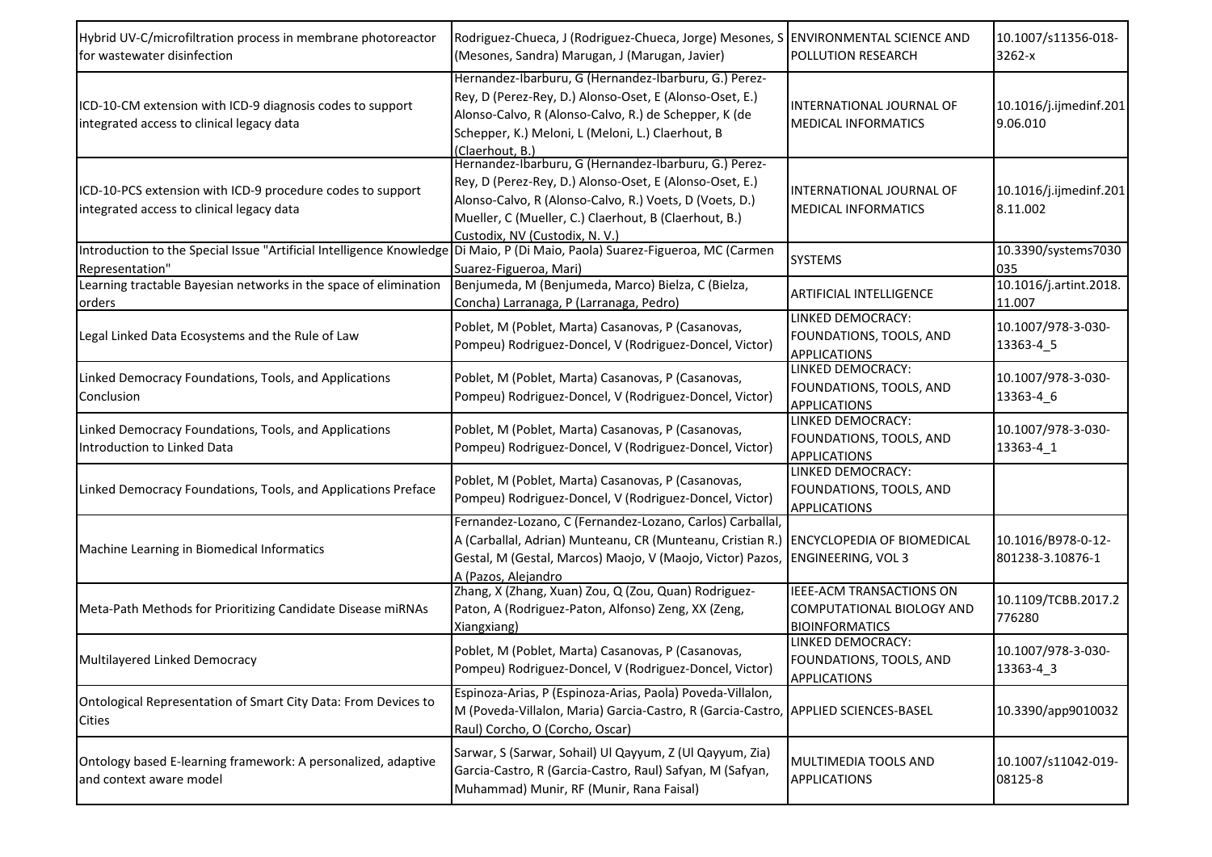| | | | |
|---|---|---|---|
| Hybrid UV-C/microfiltration process in membrane photoreactor for wastewater disinfection | Rodriguez-Chueca, J (Rodriguez-Chueca, Jorge) Mesones, S (Mesones, Sandra) Marugan, J (Marugan, Javier) | ENVIRONMENTAL SCIENCE AND POLLUTION RESEARCH | 10.1007/s11356-018-3262-x |
| ICD-10-CM extension with ICD-9 diagnosis codes to support integrated access to clinical legacy data | Hernandez-Ibarburu, G (Hernandez-Ibarburu, G.) Perez-Rey, D (Perez-Rey, D.) Alonso-Oset, E (Alonso-Oset, E.) Alonso-Calvo, R (Alonso-Calvo, R.) de Schepper, K (de Schepper, K.) Meloni, L (Meloni, L.) Claerhout, B (Claerhout, B.) | INTERNATIONAL JOURNAL OF MEDICAL INFORMATICS | 10.1016/j.ijmedinf.2019.06.010 |
| ICD-10-PCS extension with ICD-9 procedure codes to support integrated access to clinical legacy data | Hernandez-Ibarburu, G (Hernandez-Ibarburu, G.) Perez-Rey, D (Perez-Rey, D.) Alonso-Oset, E (Alonso-Oset, E.) Alonso-Calvo, R (Alonso-Calvo, R.) Voets, D (Voets, D.) Mueller, C (Mueller, C.) Claerhout, B (Claerhout, B.) Custodix, NV (Custodix, N. V.) | INTERNATIONAL JOURNAL OF MEDICAL INFORMATICS | 10.1016/j.ijmedinf.2018.11.002 |
| Introduction to the Special Issue "Artificial Intelligence Knowledge Representation" | Di Maio, P (Di Maio, Paola) Suarez-Figueroa, MC (Carmen Suarez-Figueroa, Mari) | SYSTEMS | 10.3390/systems7030035 |
| Learning tractable Bayesian networks in the space of elimination orders | Benjumeda, M (Benjumeda, Marco) Bielza, C (Bielza, Concha) Larranaga, P (Larranaga, Pedro) | ARTIFICIAL INTELLIGENCE | 10.1016/j.artint.2018.11.007 |
| Legal Linked Data Ecosystems and the Rule of Law | Poblet, M (Poblet, Marta) Casanovas, P (Casanovas, Pompeu) Rodriguez-Doncel, V (Rodriguez-Doncel, Victor) | LINKED DEMOCRACY: FOUNDATIONS, TOOLS, AND APPLICATIONS | 10.1007/978-3-030-13363-4_5 |
| Linked Democracy Foundations, Tools, and Applications Conclusion | Poblet, M (Poblet, Marta) Casanovas, P (Casanovas, Pompeu) Rodriguez-Doncel, V (Rodriguez-Doncel, Victor) | LINKED DEMOCRACY: FOUNDATIONS, TOOLS, AND APPLICATIONS | 10.1007/978-3-030-13363-4_6 |
| Linked Democracy Foundations, Tools, and Applications Introduction to Linked Data | Poblet, M (Poblet, Marta) Casanovas, P (Casanovas, Pompeu) Rodriguez-Doncel, V (Rodriguez-Doncel, Victor) | LINKED DEMOCRACY: FOUNDATIONS, TOOLS, AND APPLICATIONS | 10.1007/978-3-030-13363-4_1 |
| Linked Democracy Foundations, Tools, and Applications Preface | Poblet, M (Poblet, Marta) Casanovas, P (Casanovas, Pompeu) Rodriguez-Doncel, V (Rodriguez-Doncel, Victor) | LINKED DEMOCRACY: FOUNDATIONS, TOOLS, AND APPLICATIONS | |
| Machine Learning in Biomedical Informatics | Fernandez-Lozano, C (Fernandez-Lozano, Carlos) Carballal, A (Carballal, Adrian) Munteanu, CR (Munteanu, Cristian R.) Gestal, M (Gestal, Marcos) Maojo, V (Maojo, Victor) Pazos, A (Pazos, Alejandro | ENCYCLOPEDIA OF BIOMEDICAL ENGINEERING, VOL 3 | 10.1016/B978-0-12-801238-3.10876-1 |
| Meta-Path Methods for Prioritizing Candidate Disease miRNAs | Zhang, X (Zhang, Xuan) Zou, Q (Zou, Quan) Rodriguez-Paton, A (Rodriguez-Paton, Alfonso) Zeng, XX (Zeng, Xiangxiang) | IEEE-ACM TRANSACTIONS ON COMPUTATIONAL BIOLOGY AND BIOINFORMATICS | 10.1109/TCBB.2017.2776280 |
| Multilayered Linked Democracy | Poblet, M (Poblet, Marta) Casanovas, P (Casanovas, Pompeu) Rodriguez-Doncel, V (Rodriguez-Doncel, Victor) | LINKED DEMOCRACY: FOUNDATIONS, TOOLS, AND APPLICATIONS | 10.1007/978-3-030-13363-4_3 |
| Ontological Representation of Smart City Data: From Devices to Cities | Espinoza-Arias, P (Espinoza-Arias, Paola) Poveda-Villalon, M (Poveda-Villalon, Maria) Garcia-Castro, R (Garcia-Castro, Raul) Corcho, O (Corcho, Oscar) | APPLIED SCIENCES-BASEL | 10.3390/app9010032 |
| Ontology based E-learning framework: A personalized, adaptive and context aware model | Sarwar, S (Sarwar, Sohail) Ul Qayyum, Z (Ul Qayyum, Zia) Garcia-Castro, R (Garcia-Castro, Raul) Safyan, M (Safyan, Muhammad) Munir, RF (Munir, Rana Faisal) | MULTIMEDIA TOOLS AND APPLICATIONS | 10.1007/s11042-019-08125-8 |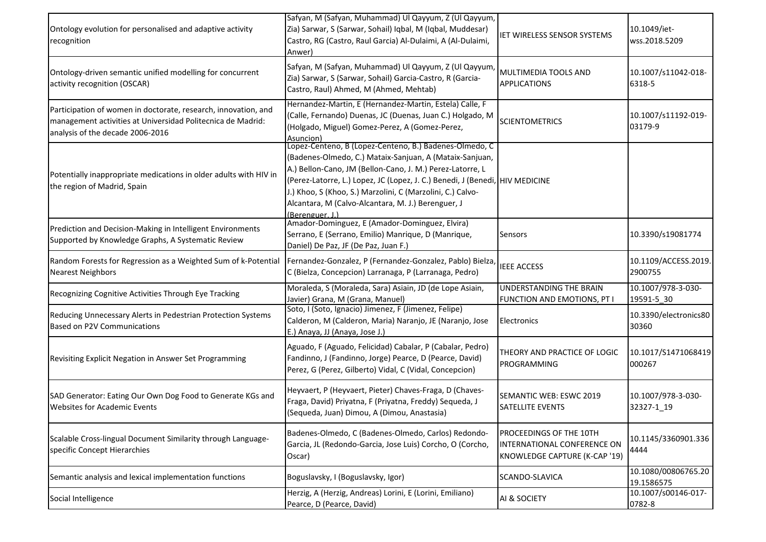| | | | |
|---|---|---|---|
| Ontology evolution for personalised and adaptive activity recognition | Safyan, M (Safyan, Muhammad) Ul Qayyum, Z (Ul Qayyum, Zia) Sarwar, S (Sarwar, Sohail) Iqbal, M (Iqbal, Muddesar) Castro, RG (Castro, Raul Garcia) Al-Dulaimi, A (Al-Dulaimi, Anwer) | IET WIRELESS SENSOR SYSTEMS | 10.1049/iet-wss.2018.5209 |
| Ontology-driven semantic unified modelling for concurrent activity recognition (OSCAR) | Safyan, M (Safyan, Muhammad) Ul Qayyum, Z (Ul Qayyum, Zia) Sarwar, S (Sarwar, Sohail) Garcia-Castro, R (Garcia-Castro, Raul) Ahmed, M (Ahmed, Mehtab) | MULTIMEDIA TOOLS AND APPLICATIONS | 10.1007/s11042-018-6318-5 |
| Participation of women in doctorate, research, innovation, and management activities at Universidad Politecnica de Madrid: analysis of the decade 2006-2016 | Hernandez-Martin, E (Hernandez-Martin, Estela) Calle, F (Calle, Fernando) Duenas, JC (Duenas, Juan C.) Holgado, M (Holgado, Miguel) Gomez-Perez, A (Gomez-Perez, Asuncion) | SCIENTOMETRICS | 10.1007/s11192-019-03179-9 |
| Potentially inappropriate medications in older adults with HIV in the region of Madrid, Spain | Lopez-Centeno, B (Lopez-Centeno, B.) Badenes-Olmedo, C (Badenes-Olmedo, C.) Mataix-Sanjuan, A (Mataix-Sanjuan, A.) Bellon-Cano, JM (Bellon-Cano, J. M.) Perez-Latorre, L (Perez-Latorre, L.) Lopez, JC (Lopez, J. C.) Benedi, J (Benedi, J.) Khoo, S (Khoo, S.) Marzolini, C (Marzolini, C.) Calvo-Alcantara, M (Calvo-Alcantara, M. J.) Berenguer, J (Berenguer, J.) | HIV MEDICINE | |
| Prediction and Decision-Making in Intelligent Environments Supported by Knowledge Graphs, A Systematic Review | Amador-Dominguez, E (Amador-Dominguez, Elvira) Serrano, E (Serrano, Emilio) Manrique, D (Manrique, Daniel) De Paz, JF (De Paz, Juan F.) | Sensors | 10.3390/s19081774 |
| Random Forests for Regression as a Weighted Sum of k-Potential Nearest Neighbors | Fernandez-Gonzalez, P (Fernandez-Gonzalez, Pablo) Bielza, C (Bielza, Concepcion) Larranaga, P (Larranaga, Pedro) | IEEE ACCESS | 10.1109/ACCESS.2019.2900755 |
| Recognizing Cognitive Activities Through Eye Tracking | Moraleda, S (Moraleda, Sara) Asiain, JD (de Lope Asiain, Javier) Grana, M (Grana, Manuel) | UNDERSTANDING THE BRAIN FUNCTION AND EMOTIONS, PT I | 10.1007/978-3-030-19591-5_30 |
| Reducing Unnecessary Alerts in Pedestrian Protection Systems Based on P2V Communications | Soto, I (Soto, Ignacio) Jimenez, F (Jimenez, Felipe) Calderon, M (Calderon, Maria) Naranjo, JE (Naranjo, Jose E.) Anaya, JJ (Anaya, Jose J.) | Electronics | 10.3390/electronics8030360 |
| Revisiting Explicit Negation in Answer Set Programming | Aguado, F (Aguado, Felicidad) Cabalar, P (Cabalar, Pedro) Fandinno, J (Fandinno, Jorge) Pearce, D (Pearce, David) Perez, G (Perez, Gilberto) Vidal, C (Vidal, Concepcion) | THEORY AND PRACTICE OF LOGIC PROGRAMMING | 10.1017/S1471068419000267 |
| SAD Generator: Eating Our Own Dog Food to Generate KGs and Websites for Academic Events | Heyvaert, P (Heyvaert, Pieter) Chaves-Fraga, D (Chaves-Fraga, David) Priyatna, F (Priyatna, Freddy) Sequeda, J (Sequeda, Juan) Dimou, A (Dimou, Anastasia) | SEMANTIC WEB: ESWC 2019 SATELLITE EVENTS | 10.1007/978-3-030-32327-1_19 |
| Scalable Cross-lingual Document Similarity through Language-specific Concept Hierarchies | Badenes-Olmedo, C (Badenes-Olmedo, Carlos) Redondo-Garcia, JL (Redondo-Garcia, Jose Luis) Corcho, O (Corcho, Oscar) | PROCEEDINGS OF THE 10TH INTERNATIONAL CONFERENCE ON KNOWLEDGE CAPTURE (K-CAP '19) | 10.1145/3360901.3364444 |
| Semantic analysis and lexical implementation functions | Boguslavsky, I (Boguslavsky, Igor) | SCANDO-SLAVICA | 10.1080/00806765.2019.1586575 |
| Social Intelligence | Herzig, A (Herzig, Andreas) Lorini, E (Lorini, Emiliano) Pearce, D (Pearce, David) | AI & SOCIETY | 10.1007/s00146-017-0782-8 |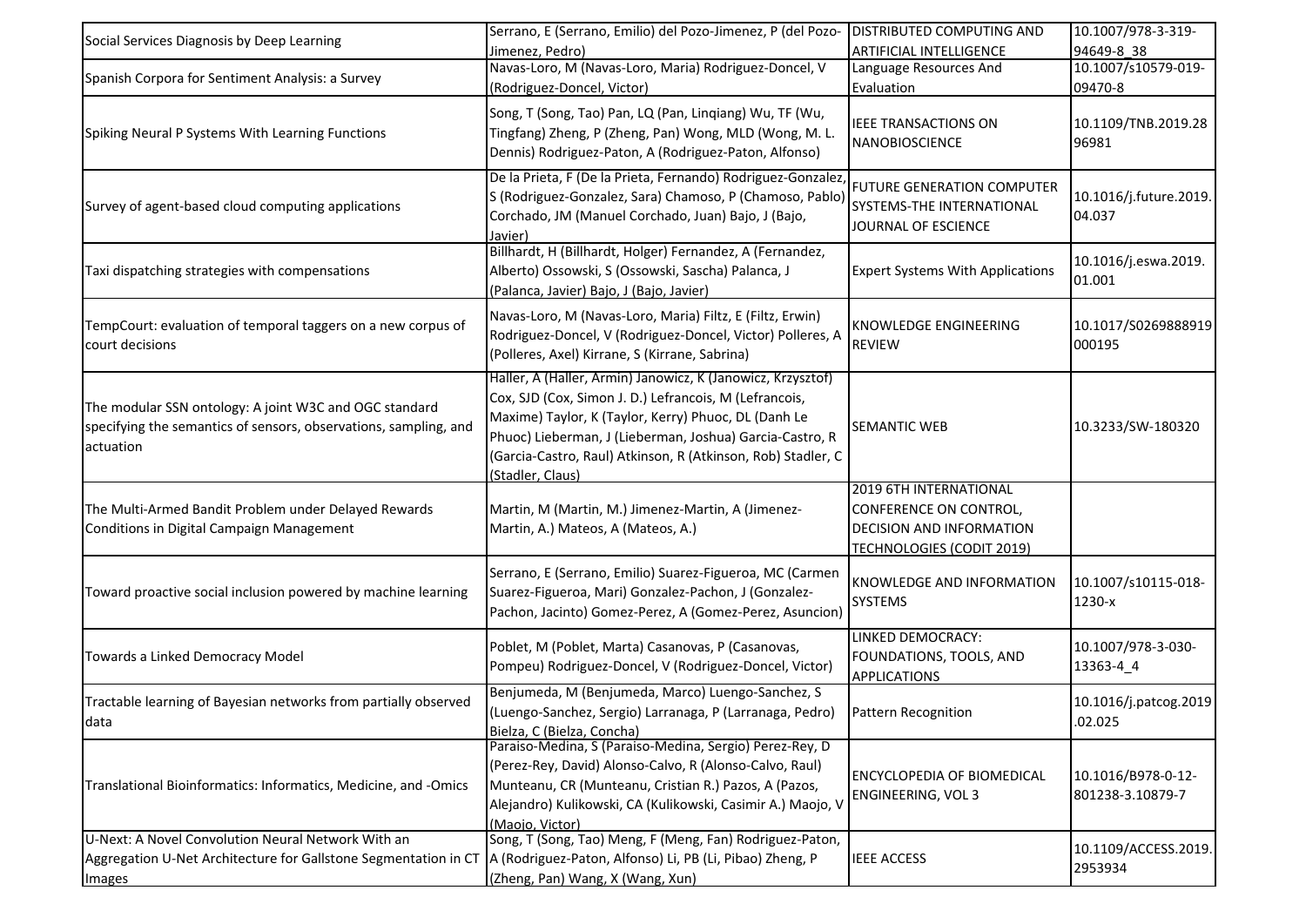| | | | |
|---|---|---|---|
| Social Services Diagnosis by Deep Learning | Serrano, E (Serrano, Emilio) del Pozo-Jimenez, P (del Pozo-Jimenez, Pedro) | DISTRIBUTED COMPUTING AND ARTIFICIAL INTELLIGENCE | 10.1007/978-3-319-94649-8_38 |
| Spanish Corpora for Sentiment Analysis: a Survey | Navas-Loro, M (Navas-Loro, Maria) Rodriguez-Doncel, V (Rodriguez-Doncel, Victor) | Language Resources And Evaluation | 10.1007/s10579-019-09470-8 |
| Spiking Neural P Systems With Learning Functions | Song, T (Song, Tao) Pan, LQ (Pan, Linqiang) Wu, TF (Wu, Tingfang) Zheng, P (Zheng, Pan) Wong, MLD (Wong, M. L. Dennis) Rodriguez-Paton, A (Rodriguez-Paton, Alfonso) | IEEE TRANSACTIONS ON NANOBIOSCIENCE | 10.1109/TNB.2019.2896981 |
| Survey of agent-based cloud computing applications | De la Prieta, F (De la Prieta, Fernando) Rodriguez-Gonzalez, S (Rodriguez-Gonzalez, Sara) Chamoso, P (Chamoso, Pablo) Corchado, JM (Manuel Corchado, Juan) Bajo, J (Bajo, Javier) | FUTURE GENERATION COMPUTER SYSTEMS-THE INTERNATIONAL JOURNAL OF ESCIENCE | 10.1016/j.future.2019.04.037 |
| Taxi dispatching strategies with compensations | Billhardt, H (Billhardt, Holger) Fernandez, A (Fernandez, Alberto) Ossowski, S (Ossowski, Sascha) Palanca, J (Palanca, Javier) Bajo, J (Bajo, Javier) | Expert Systems With Applications | 10.1016/j.eswa.2019.01.001 |
| TempCourt: evaluation of temporal taggers on a new corpus of court decisions | Navas-Loro, M (Navas-Loro, Maria) Filtz, E (Filtz, Erwin) Rodriguez-Doncel, V (Rodriguez-Doncel, Victor) Polleres, A (Polleres, Axel) Kirrane, S (Kirrane, Sabrina) | KNOWLEDGE ENGINEERING REVIEW | 10.1017/S0269888919000195 |
| The modular SSN ontology: A joint W3C and OGC standard specifying the semantics of sensors, observations, sampling, and actuation | Haller, A (Haller, Armin) Janowicz, K (Janowicz, Krzysztof) Cox, SJD (Cox, Simon J. D.) Lefrancois, M (Lefrancois, Maxime) Taylor, K (Taylor, Kerry) Phuoc, DL (Danh Le Phuoc) Lieberman, J (Lieberman, Joshua) Garcia-Castro, R (Garcia-Castro, Raul) Atkinson, R (Atkinson, Rob) Stadler, C (Stadler, Claus) | SEMANTIC WEB | 10.3233/SW-180320 |
| The Multi-Armed Bandit Problem under Delayed Rewards Conditions in Digital Campaign Management | Martin, M (Martin, M.) Jimenez-Martin, A (Jimenez-Martin, A.) Mateos, A (Mateos, A.) | 2019 6TH INTERNATIONAL CONFERENCE ON CONTROL, DECISION AND INFORMATION TECHNOLOGIES (CODIT 2019) | |
| Toward proactive social inclusion powered by machine learning | Serrano, E (Serrano, Emilio) Suarez-Figueroa, MC (Carmen Suarez-Figueroa, Mari) Gonzalez-Pachon, J (Gonzalez-Pachon, Jacinto) Gomez-Perez, A (Gomez-Perez, Asuncion) | KNOWLEDGE AND INFORMATION SYSTEMS | 10.1007/s10115-018-1230-x |
| Towards a Linked Democracy Model | Poblet, M (Poblet, Marta) Casanovas, P (Casanovas, Pompeu) Rodriguez-Doncel, V (Rodriguez-Doncel, Victor) | LINKED DEMOCRACY: FOUNDATIONS, TOOLS, AND APPLICATIONS | 10.1007/978-3-030-13363-4_4 |
| Tractable learning of Bayesian networks from partially observed data | Benjumeda, M (Benjumeda, Marco) Luengo-Sanchez, S (Luengo-Sanchez, Sergio) Larranaga, P (Larranaga, Pedro) Bielza, C (Bielza, Concha) | Pattern Recognition | 10.1016/j.patcog.2019.02.025 |
| Translational Bioinformatics: Informatics, Medicine, and -Omics | Paraiso-Medina, S (Paraiso-Medina, Sergio) Perez-Rey, D (Perez-Rey, David) Alonso-Calvo, R (Alonso-Calvo, Raul) Munteanu, CR (Munteanu, Cristian R.) Pazos, A (Pazos, Alejandro) Kulikowski, CA (Kulikowski, Casimir A.) Maojo, V (Maojo, Victor) | ENCYCLOPEDIA OF BIOMEDICAL ENGINEERING, VOL 3 | 10.1016/B978-0-12-801238-3.10879-7 |
| U-Next: A Novel Convolution Neural Network With an Aggregation U-Net Architecture for Gallstone Segmentation in CT Images | Song, T (Song, Tao) Meng, F (Meng, Fan) Rodriguez-Paton, A (Rodriguez-Paton, Alfonso) Li, PB (Li, Pibao) Zheng, P (Zheng, Pan) Wang, X (Wang, Xun) | IEEE ACCESS | 10.1109/ACCESS.2019.2953934 |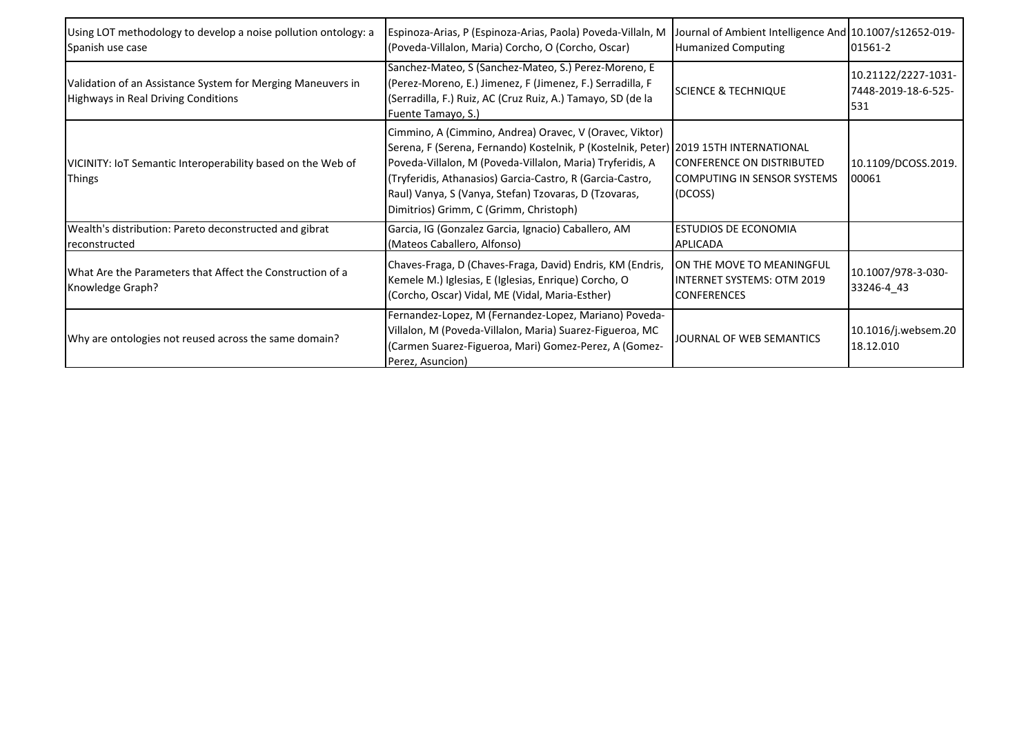| | | | |
|---|---|---|---|
| Using LOT methodology to develop a noise pollution ontology: a Spanish use case | Espinoza-Arias, P (Espinoza-Arias, Paola) Poveda-Villaln, M (Poveda-Villalon, Maria) Corcho, O (Corcho, Oscar) | Journal of Ambient Intelligence And Humanized Computing | 10.1007/s12652-019-01561-2 |
| Validation of an Assistance System for Merging Maneuvers in Highways in Real Driving Conditions | Sanchez-Mateo, S (Sanchez-Mateo, S.) Perez-Moreno, E (Perez-Moreno, E.) Jimenez, F (Jimenez, F.) Serradilla, F (Serradilla, F.) Ruiz, AC (Cruz Ruiz, A.) Tamayo, SD (de la Fuente Tamayo, S.) | SCIENCE & TECHNIQUE | 10.21122/2227-1031-7448-2019-18-6-525-531 |
| VICINITY: IoT Semantic Interoperability based on the Web of Things | Cimmino, A (Cimmino, Andrea) Oravec, V (Oravec, Viktor) Serena, F (Serena, Fernando) Kostelnik, P (Kostelnik, Peter) Poveda-Villalon, M (Poveda-Villalon, Maria) Tryferidis, A (Tryferidis, Athanasios) Garcia-Castro, R (Garcia-Castro, Raul) Vanya, S (Vanya, Stefan) Tzovaras, D (Tzovaras, Dimitrios) Grimm, C (Grimm, Christoph) | 2019 15TH INTERNATIONAL CONFERENCE ON DISTRIBUTED COMPUTING IN SENSOR SYSTEMS (DCOSS) | 10.1109/DCOSS.2019.00061 |
| Wealth's distribution: Pareto deconstructed and gibrat reconstructed | Garcia, IG (Gonzalez Garcia, Ignacio) Caballero, AM (Mateos Caballero, Alfonso) | ESTUDIOS DE ECONOMIA APLICADA | |
| What Are the Parameters that Affect the Construction of a Knowledge Graph? | Chaves-Fraga, D (Chaves-Fraga, David) Endris, KM (Endris, Kemele M.) Iglesias, E (Iglesias, Enrique) Corcho, O (Corcho, Oscar) Vidal, ME (Vidal, Maria-Esther) | ON THE MOVE TO MEANINGFUL INTERNET SYSTEMS: OTM 2019 CONFERENCES | 10.1007/978-3-030-33246-4_43 |
| Why are ontologies not reused across the same domain? | Fernandez-Lopez, M (Fernandez-Lopez, Mariano) Poveda-Villalon, M (Poveda-Villalon, Maria) Suarez-Figueroa, MC (Carmen Suarez-Figueroa, Mari) Gomez-Perez, A (Gomez-Perez, Asuncion) | JOURNAL OF WEB SEMANTICS | 10.1016/j.websem.2018.12.010 |